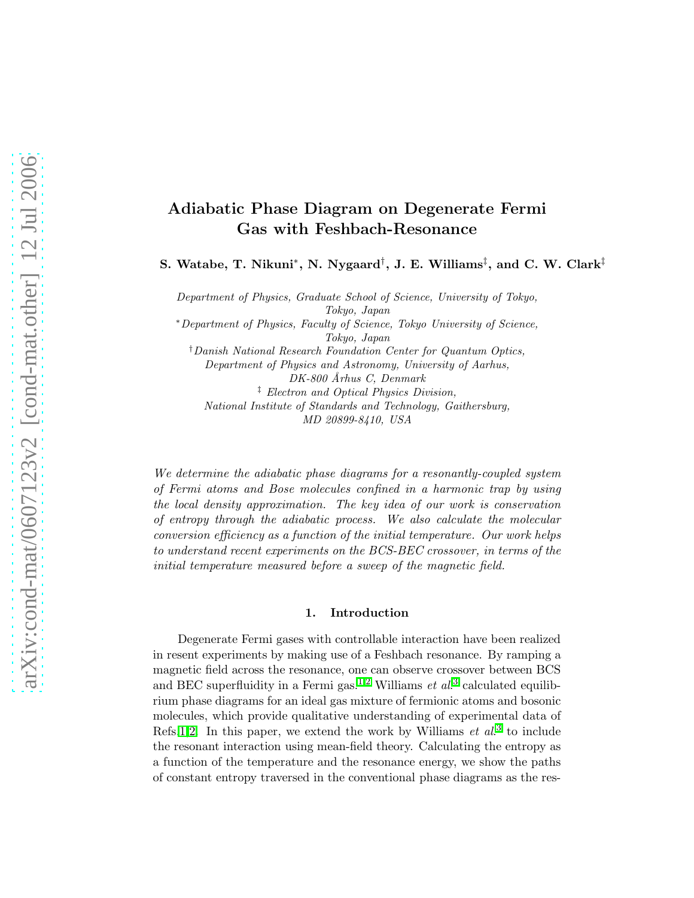# Adiabatic Phase Diagram on Degenerate Fermi Gas with Feshbach-Resonance

**S. Watabe, T. Nikuni\*, N. Nygaard†, J. E. Williams‡, and C. W. Clark‡**

*Department of Physics, Graduate School of Science, University of Tokyo, Tokyo, Japan*

*\*Department of Physics, Faculty of Science, Tokyo University of Science, Tokyo, Japan*

*†Danish National Research Foundation Center for Quantum Optics, Department of Physics and Astronomy, University of Aarhus, DK-800 Århus C, Denmark*

*‡ Electron and Optical Physics Division, National Institute of Standards and Technology, Gaithersburg, MD 20899-8410, USA*

*We determine the adiabatic phase diagrams for a resonantly-coupled system of Fermi atoms and Bose molecules confined in a harmonic trap by using the local density approximation. The key idea of our work is conservation of entropy through the adiabatic process. We also calculate the molecular conversion efficiency as a function of the initial temperature. Our work helps to understand recent experiments on the BCS-BEC crossover, in terms of the initial temperature measured before a sweep of the magnetic field.*

## 1. Introduction

Degenerate Fermi gases with controllable interaction have been realized in resent experiments by making use of a Feshbach resonance. By ramping a magnetic field across the resonance, one can observe crossover between BCS and BEC superfluidity in a Fermi gas.[1,2] Williams *et al.*[3] calculated equilibrium phase diagrams for an ideal gas mixture of fermionic atoms and bosonic molecules, which provide qualitative understanding of experimental data of Refs.[1,2] In this paper, we extend the work by Williams *et al.*[3] to include the resonant interaction using mean-field theory. Calculating the entropy as a function of the temperature and the resonance energy, we show the paths of constant entropy traversed in the conventional phase diagrams as the res-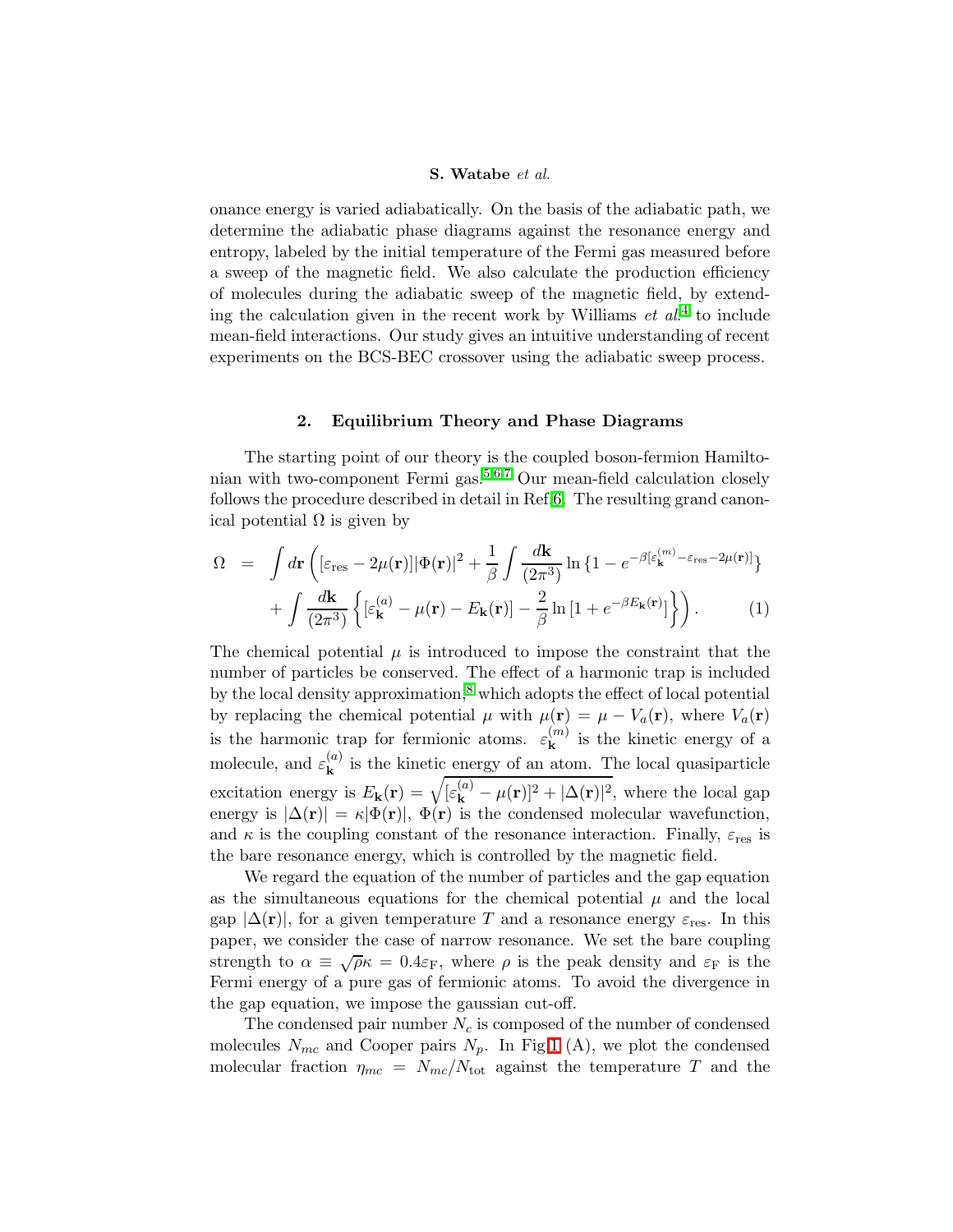onance energy is varied adiabatically. On the basis of the adiabatic path, we determine the adiabatic phase diagrams against the resonance energy and entropy, labeled by the initial temperature of the Fermi gas measured before a sweep of the magnetic field. We also calculate the production efficiency of molecules during the adiabatic sweep of the magnetic field, by extending the calculation given in the recent work by Williams *et al.*[4] to include mean-field interactions. Our study gives an intuitive understanding of recent experiments on the BCS-BEC crossover using the adiabatic sweep process.

## 2. Equilibrium Theory and Phase Diagrams

The starting point of our theory is the coupled boson-fermion Hamiltonian with two-component Fermi gas.[5,6,7] Our mean-field calculation closely follows the procedure described in detail in Ref.[6]. The resulting grand canonical potential $\Omega$ is given by

$$\Omega = \int d\mathbf{r} \left( [\varepsilon_{\rm res} - 2\mu(\mathbf{r})]|\Phi(\mathbf{r})|^2 + \frac{1}{\beta}\int \frac{d\mathbf{k}}{(2\pi^3)} \ln\{1 - e^{-\beta[\varepsilon_{\mathbf{k}}^{(m)} - \varepsilon_{\rm res} - 2\mu(\mathbf{r})]}\} + \int \frac{d\mathbf{k}}{(2\pi^3)} \left\{ [\varepsilon_{\mathbf{k}}^{(a)} - \mu(\mathbf{r}) - E_{\mathbf{k}}(\mathbf{r})] - \frac{2}{\beta}\ln[1 + e^{-\beta E_{\mathbf{k}}(\mathbf{r})}] \right\} \right). \quad (1)$$

The chemical potential $\mu$ is introduced to impose the constraint that the number of particles be conserved. The effect of a harmonic trap is included by the local density approximation,[8] which adopts the effect of local potential by replacing the chemical potential $\mu$ with $\mu(\mathbf{r}) = \mu - V_a(\mathbf{r})$, where $V_a(\mathbf{r})$ is the harmonic trap for fermionic atoms. $\varepsilon_{\mathbf{k}}^{(m)}$ is the kinetic energy of a molecule, and $\varepsilon_{\mathbf{k}}^{(a)}$ is the kinetic energy of an atom. The local quasiparticle excitation energy is $E_{\mathbf{k}}(\mathbf{r}) = \sqrt{[\varepsilon_{\mathbf{k}}^{(a)} - \mu(\mathbf{r})]^2 + |\Delta(\mathbf{r})|^2}$, where the local gap energy is $|\Delta(\mathbf{r})| = \kappa|\Phi(\mathbf{r})|$, $\Phi(\mathbf{r})$ is the condensed molecular wavefunction, and $\kappa$ is the coupling constant of the resonance interaction. Finally, $\varepsilon_{\rm res}$ is the bare resonance energy, which is controlled by the magnetic field.

We regard the equation of the number of particles and the gap equation as the simultaneous equations for the chemical potential $\mu$ and the local gap $|\Delta(\mathbf{r})|$, for a given temperature $T$ and a resonance energy $\varepsilon_{\rm res}$. In this paper, we consider the case of narrow resonance. We set the bare coupling strength to $\alpha \equiv \sqrt{\rho}\kappa = 0.4\varepsilon_{\rm F}$, where $\rho$ is the peak density and $\varepsilon_{\rm F}$ is the Fermi energy of a pure gas of fermionic atoms. To avoid the divergence in the gap equation, we impose the gaussian cut-off.

The condensed pair number $N_c$ is composed of the number of condensed molecules $N_{mc}$ and Cooper pairs $N_p$. In Fig.1 (A), we plot the condensed molecular fraction $\eta_{mc} = N_{mc}/N_{\rm tot}$ against the temperature $T$ and the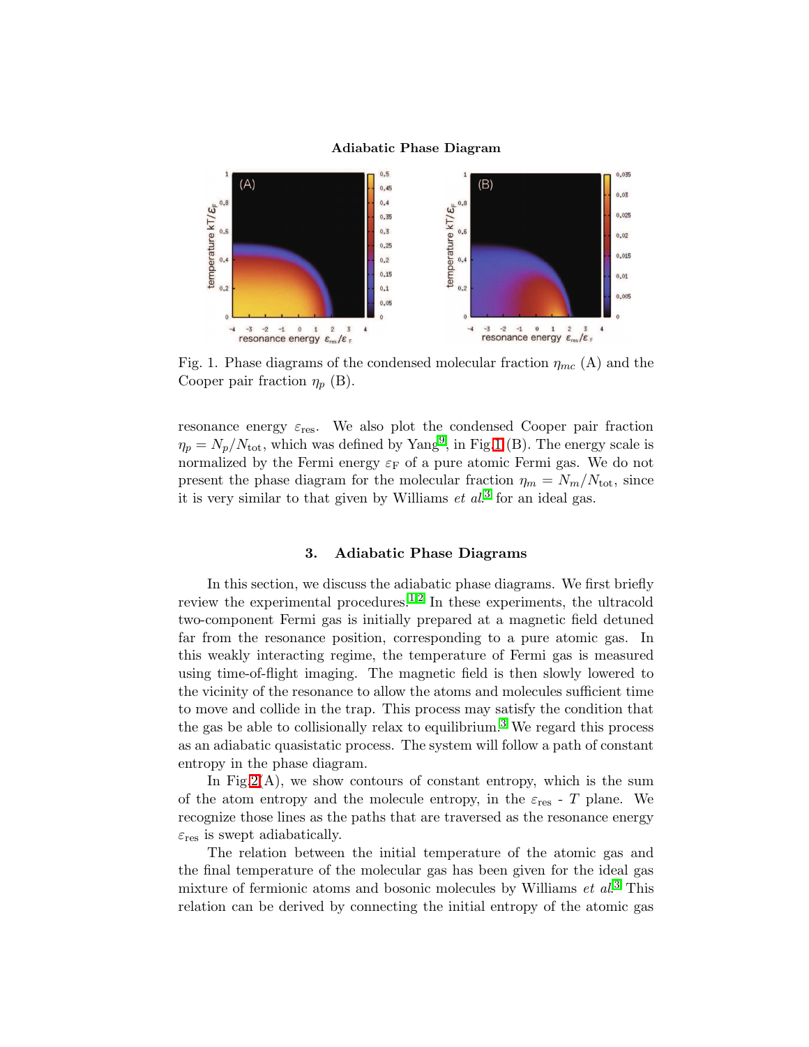Fig. 1. Phase diagrams of the condensed molecular fraction $\eta_{mc}$ (A) and the Cooper pair fraction $\eta_p$ (B).

resonance energy $\varepsilon_{\rm res}$. We also plot the condensed Cooper pair fraction $\eta_p = N_p/N_{\rm tot}$, which was defined by Yang[9], in Fig.1 (B). The energy scale is normalized by the Fermi energy $\varepsilon_{\rm F}$ of a pure atomic Fermi gas. We do not present the phase diagram for the molecular fraction $\eta_m = N_m/N_{\rm tot}$, since it is very similar to that given by Williams *et al.*[3] for an ideal gas.

## 3. Adiabatic Phase Diagrams

In this section, we discuss the adiabatic phase diagrams. We first briefly review the experimental procedures.[1,2] In these experiments, the ultracold two-component Fermi gas is initially prepared at a magnetic field detuned far from the resonance position, corresponding to a pure atomic gas. In this weakly interacting regime, the temperature of Fermi gas is measured using time-of-flight imaging. The magnetic field is then slowly lowered to the vicinity of the resonance to allow the atoms and molecules sufficient time to move and collide in the trap. This process may satisfy the condition that the gas be able to collisionally relax to equilibrium.[3] We regard this process as an adiabatic quasistatic process. The system will follow a path of constant entropy in the phase diagram.

In Fig.2(A), we show contours of constant entropy, which is the sum of the atom entropy and the molecule entropy, in the $\varepsilon_{\rm res}$ - $T$ plane. We recognize those lines as the paths that are traversed as the resonance energy $\varepsilon_{\rm res}$ is swept adiabatically.

The relation between the initial temperature of the atomic gas and the final temperature of the molecular gas has been given for the ideal gas mixture of fermionic atoms and bosonic molecules by Williams *et al.*[3] This relation can be derived by connecting the initial entropy of the atomic gas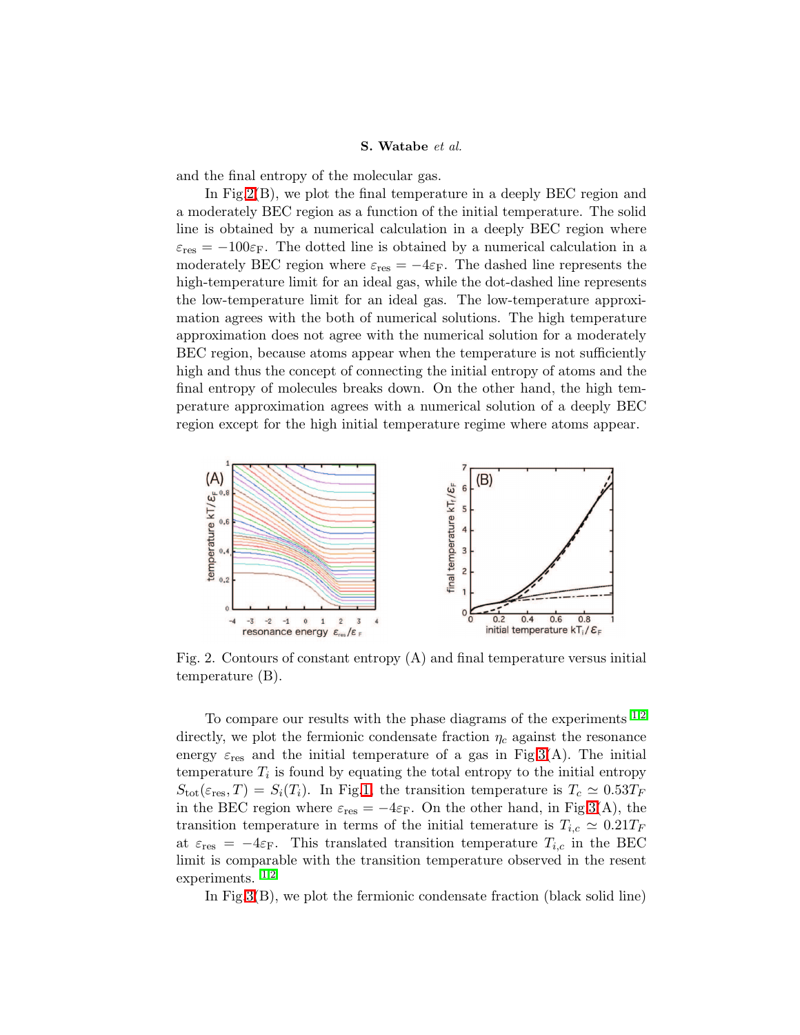and the final entropy of the molecular gas.

In Fig.2(B), we plot the final temperature in a deeply BEC region and a moderately BEC region as a function of the initial temperature. The solid line is obtained by a numerical calculation in a deeply BEC region where $\varepsilon_{\rm res} = -100\varepsilon_{\rm F}$. The dotted line is obtained by a numerical calculation in a moderately BEC region where $\varepsilon_{\rm res} = -4\varepsilon_{\rm F}$. The dashed line represents the high-temperature limit for an ideal gas, while the dot-dashed line represents the low-temperature limit for an ideal gas. The low-temperature approximation agrees with the both of numerical solutions. The high temperature approximation does not agree with the numerical solution for a moderately BEC region, because atoms appear when the temperature is not sufficiently high and thus the concept of connecting the initial entropy of atoms and the final entropy of molecules breaks down. On the other hand, the high temperature approximation agrees with a numerical solution of a deeply BEC region except for the high initial temperature regime where atoms appear.

Fig. 2. Contours of constant entropy (A) and final temperature versus initial temperature (B).

To compare our results with the phase diagrams of the experiments [1,2] directly, we plot the fermionic condensate fraction $\eta_c$ against the resonance energy $\varepsilon_{\rm res}$ and the initial temperature of a gas in Fig.3(A). The initial temperature $T_i$ is found by equating the total entropy to the initial entropy $S_{\rm tot}(\varepsilon_{\rm res}, T) = S_i(T_i)$. In Fig.1, the transition temperature is $T_c \simeq 0.53T_F$ in the BEC region where $\varepsilon_{\rm res} = -4\varepsilon_{\rm F}$. On the other hand, in Fig.3(A), the transition temperature in terms of the initial temerature is $T_{i,c} \simeq 0.21T_F$ at $\varepsilon_{\rm res} = -4\varepsilon_{\rm F}$. This translated transition temperature $T_{i,c}$ in the BEC limit is comparable with the transition temperature observed in the resent experiments. [1,2]

In Fig.3(B), we plot the fermionic condensate fraction (black solid line)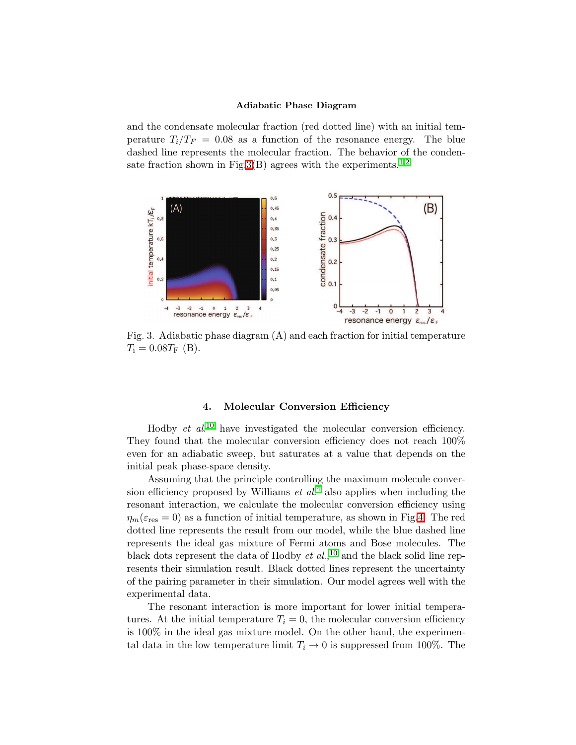and the condensate molecular fraction (red dotted line) with an initial temperature $T_i/T_F = 0.08$ as a function of the resonance energy. The blue dashed line represents the molecular fraction. The behavior of the condensate fraction shown in Fig.3(B) agrees with the experiments.[1,2]

Fig. 3. Adiabatic phase diagram (A) and each fraction for initial temperature $T_\mathrm{i} = 0.08T_\mathrm{F}$ (B).

## 4. Molecular Conversion Efficiency

Hodby *et al.*[10] have investigated the molecular conversion efficiency. They found that the molecular conversion efficiency does not reach 100% even for an adiabatic sweep, but saturates at a value that depends on the initial peak phase-space density.

Assuming that the principle controlling the maximum molecule conversion efficiency proposed by Williams *et al.*[4] also applies when including the resonant interaction, we calculate the molecular conversion efficiency using $\eta_m(\varepsilon_\mathrm{res} = 0)$ as a function of initial temperature, as shown in Fig.4. The red dotted line represents the result from our model, while the blue dashed line represents the ideal gas mixture of Fermi atoms and Bose molecules. The black dots represent the data of Hodby *et al.*,[10] and the black solid line represents their simulation result. Black dotted lines represent the uncertainty of the pairing parameter in their simulation. Our model agrees well with the experimental data.

The resonant interaction is more important for lower initial temperatures. At the initial temperature $T_i = 0$, the molecular conversion efficiency is 100% in the ideal gas mixture model. On the other hand, the experimental data in the low temperature limit $T_i \to 0$ is suppressed from 100%. The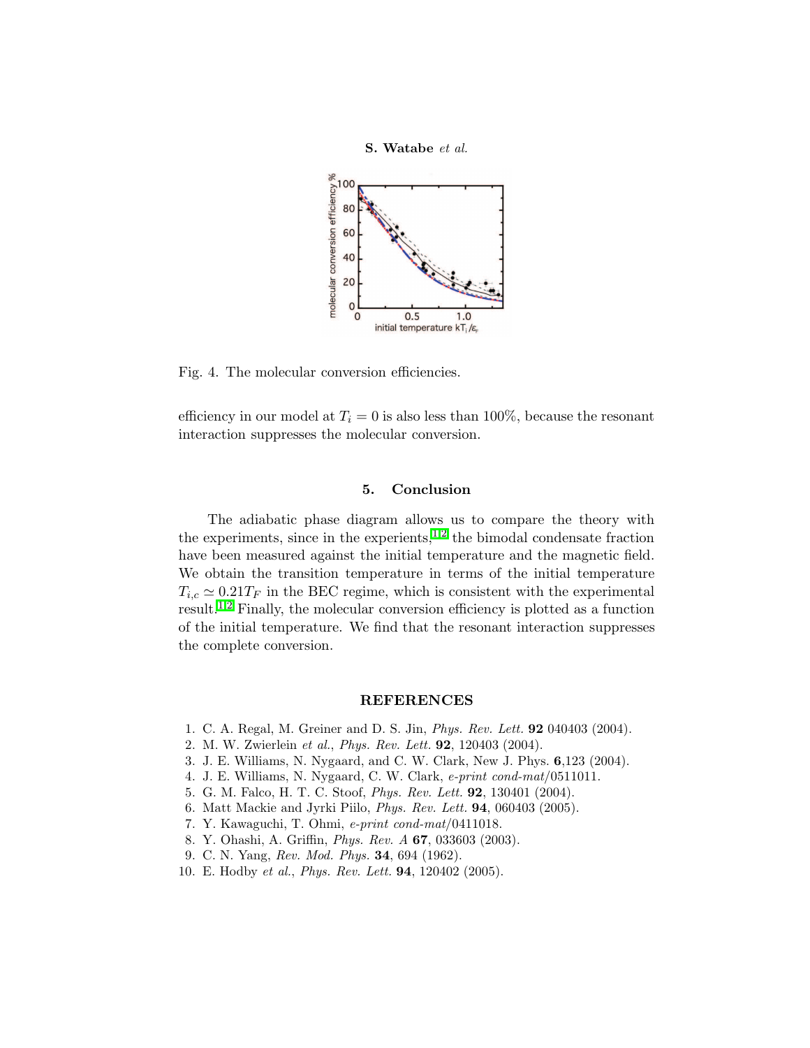molecular conversion efficiency %

100
80
60
40
20
0

0
0.5
1.0

initial temperature $kT_i/\varepsilon_F$

Fig. 4. The molecular conversion efficiencies.

efficiency in our model at $T_i = 0$ is also less than 100%, because the resonant interaction suppresses the molecular conversion.

## 5. Conclusion

The adiabatic phase diagram allows us to compare the theory with the experiments, since in the experients,[1,2] the bimodal condensate fraction have been measured against the initial temperature and the magnetic field. We obtain the transition temperature in terms of the initial temperature $T_{i,c} \simeq 0.21 T_F$ in the BEC regime, which is consistent with the experimental result.[1,2] Finally, the molecular conversion efficiency is plotted as a function of the initial temperature. We find that the resonant interaction suppresses the complete conversion.

## REFERENCES

1. C. A. Regal, M. Greiner and D. S. Jin, *Phys. Rev. Lett.* **92** 040403 (2004).
2. M. W. Zwierlein *et al.*, *Phys. Rev. Lett.* **92**, 120403 (2004).
3. J. E. Williams, N. Nygaard, and C. W. Clark, New J. Phys. **6**,123 (2004).
4. J. E. Williams, N. Nygaard, C. W. Clark, *e-print cond-mat*/0511011.
5. G. M. Falco, H. T. C. Stoof, *Phys. Rev. Lett.* **92**, 130401 (2004).
6. Matt Mackie and Jyrki Piilo, *Phys. Rev. Lett.* **94**, 060403 (2005).
7. Y. Kawaguchi, T. Ohmi, *e-print cond-mat*/0411018.
8. Y. Ohashi, A. Griffin, *Phys. Rev. A* **67**, 033603 (2003).
9. C. N. Yang, *Rev. Mod. Phys.* **34**, 694 (1962).
10. E. Hodby *et al.*, *Phys. Rev. Lett.* **94**, 120402 (2005).